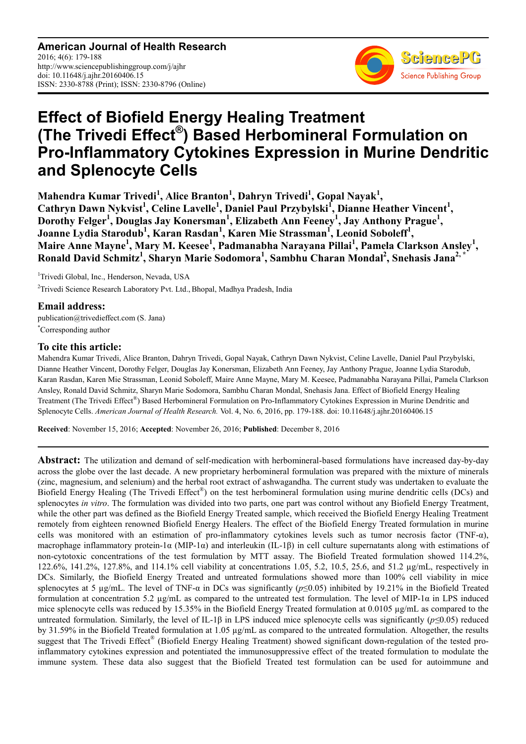**American Journal of Health Research**
2016; 4(6): 179-188
http://www.sciencepublishinggroup.com/j/ajhr
doi: 10.11648/j.ajhr.20160406.15
ISSN: 2330-8788 (Print); ISSN: 2330-8796 (Online)

# Effect of Biofield Energy Healing Treatment (The Trivedi Effect®) Based Herbomineral Formulation on Pro-Inflammatory Cytokines Expression in Murine Dendritic and Splenocyte Cells

**Mahendra Kumar Trivedi[1], Alice Branton[1], Dahryn Trivedi[1], Gopal Nayak[1], Cathryn Dawn Nykvist[1], Celine Lavelle[1], Daniel Paul Przybylski[1], Dianne Heather Vincent[1], Dorothy Felger[1], Douglas Jay Konersman[1], Elizabeth Ann Feeney[1], Jay Anthony Prague[1], Joanne Lydia Starodub[1], Karan Rasdan[1], Karen Mie Strassman[1], Leonid Soboleff[1], Maire Anne Mayne[1], Mary M. Keesee[1], Padmanabha Narayana Pillai[1], Pamela Clarkson Ansley[1], Ronald David Schmitz[1], Sharyn Marie Sodomora[1], Sambhu Charan Mondal[2], Snehasis Jana[2, *]**

[1]Trivedi Global, Inc., Henderson, Nevada, USA

[2]Trivedi Science Research Laboratory Pvt. Ltd., Bhopal, Madhya Pradesh, India

## Email address:

publication@trivedieffect.com (S. Jana)

[*]Corresponding author

## To cite this article:

Mahendra Kumar Trivedi, Alice Branton, Dahryn Trivedi, Gopal Nayak, Cathryn Dawn Nykvist, Celine Lavelle, Daniel Paul Przybylski, Dianne Heather Vincent, Dorothy Felger, Douglas Jay Konersman, Elizabeth Ann Feeney, Jay Anthony Prague, Joanne Lydia Starodub, Karan Rasdan, Karen Mie Strassman, Leonid Soboleff, Maire Anne Mayne, Mary M. Keesee, Padmanabha Narayana Pillai, Pamela Clarkson Ansley, Ronald David Schmitz, Sharyn Marie Sodomora, Sambhu Charan Mondal, Snehasis Jana. Effect of Biofield Energy Healing Treatment (The Trivedi Effect®) Based Herbomineral Formulation on Pro-Inflammatory Cytokines Expression in Murine Dendritic and Splenocyte Cells. *American Journal of Health Research.* Vol. 4, No. 6, 2016, pp. 179-188. doi: 10.11648/j.ajhr.20160406.15

**Received**: November 15, 2016; **Accepted**: November 26, 2016; **Published**: December 8, 2016

---

**Abstract:** The utilization and demand of self-medication with herbomineral-based formulations have increased day-by-day across the globe over the last decade. A new proprietary herbomineral formulation was prepared with the mixture of minerals (zinc, magnesium, and selenium) and the herbal root extract of ashwagandha. The current study was undertaken to evaluate the Biofield Energy Healing (The Trivedi Effect®) on the test herbomineral formulation using murine dendritic cells (DCs) and splenocytes *in vitro*. The formulation was divided into two parts, one part was control without any Biofield Energy Treatment, while the other part was defined as the Biofield Energy Treated sample, which received the Biofield Energy Healing Treatment remotely from eighteen renowned Biofield Energy Healers. The effect of the Biofield Energy Treated formulation in murine cells was monitored with an estimation of pro-inflammatory cytokines levels such as tumor necrosis factor (TNF-α), macrophage inflammatory protein-1α (MIP-1α) and interleukin (IL-1β) in cell culture supernatants along with estimations of non-cytotoxic concentrations of the test formulation by MTT assay. The Biofield Treated formulation showed 114.2%, 122.6%, 141.2%, 127.8%, and 114.1% cell viability at concentrations 1.05, 5.2, 10.5, 25.6, and 51.2 µg/mL, respectively in DCs. Similarly, the Biofield Energy Treated and untreated formulations showed more than 100% cell viability in mice splenocytes at 5 µg/mL. The level of TNF-α in DCs was significantly ($p \leq 0.05$) inhibited by 19.21% in the Biofield Treated formulation at concentration 5.2 µg/mL as compared to the untreated test formulation. The level of MIP-1α in LPS induced mice splenocyte cells was reduced by 15.35% in the Biofield Energy Treated formulation at 0.0105 µg/mL as compared to the untreated formulation. Similarly, the level of IL-1β in LPS induced mice splenocyte cells was significantly ($p \leq 0.05$) reduced by 31.59% in the Biofield Treated formulation at 1.05 µg/mL as compared to the untreated formulation. Altogether, the results suggest that The Trivedi Effect® (Biofield Energy Healing Treatment) showed significant down-regulation of the tested pro-inflammatory cytokines expression and potentiated the immunosuppressive effect of the treated formulation to modulate the immune system. These data also suggest that the Biofield Treated test formulation can be used for autoimmune and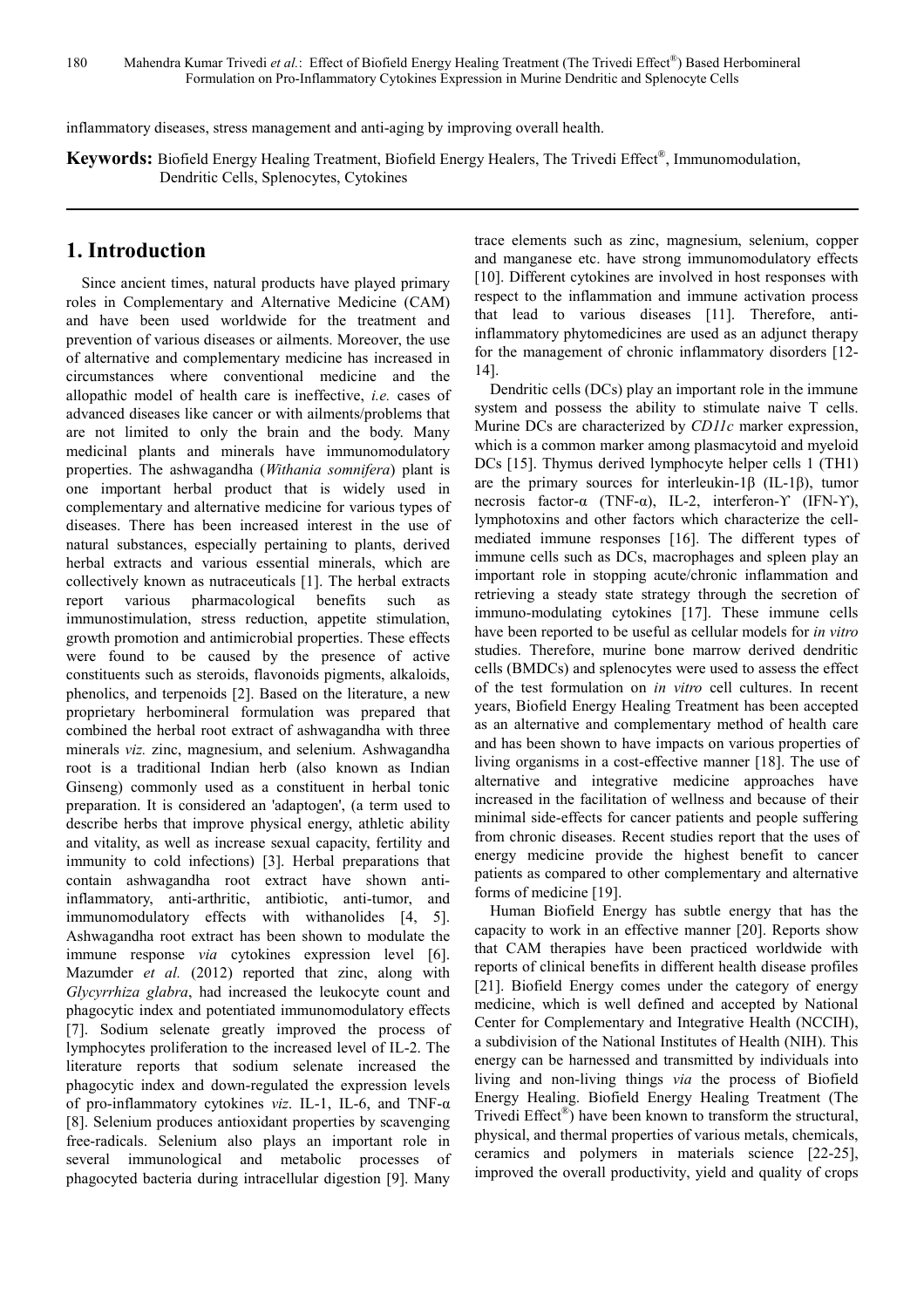inflammatory diseases, stress management and anti-aging by improving overall health.

**Keywords:** Biofield Energy Healing Treatment, Biofield Energy Healers, The Trivedi Effect®, Immunomodulation, Dendritic Cells, Splenocytes, Cytokines

## 1. Introduction

Since ancient times, natural products have played primary roles in Complementary and Alternative Medicine (CAM) and have been used worldwide for the treatment and prevention of various diseases or ailments. Moreover, the use of alternative and complementary medicine has increased in circumstances where conventional medicine and the allopathic model of health care is ineffective, *i.e.* cases of advanced diseases like cancer or with ailments/problems that are not limited to only the brain and the body. Many medicinal plants and minerals have immunomodulatory properties. The ashwagandha (*Withania somnifera*) plant is one important herbal product that is widely used in complementary and alternative medicine for various types of diseases. There has been increased interest in the use of natural substances, especially pertaining to plants, derived herbal extracts and various essential minerals, which are collectively known as nutraceuticals [1]. The herbal extracts report various pharmacological benefits such as immunostimulation, stress reduction, appetite stimulation, growth promotion and antimicrobial properties. These effects were found to be caused by the presence of active constituents such as steroids, flavonoids pigments, alkaloids, phenolics, and terpenoids [2]. Based on the literature, a new proprietary herbomineral formulation was prepared that combined the herbal root extract of ashwagandha with three minerals *viz.* zinc, magnesium, and selenium. Ashwagandha root is a traditional Indian herb (also known as Indian Ginseng) commonly used as a constituent in herbal tonic preparation. It is considered an 'adaptogen', (a term used to describe herbs that improve physical energy, athletic ability and vitality, as well as increase sexual capacity, fertility and immunity to cold infections) [3]. Herbal preparations that contain ashwagandha root extract have shown anti-inflammatory, anti-arthritic, antibiotic, anti-tumor, and immunomodulatory effects with withanolides [4, 5]. Ashwagandha root extract has been shown to modulate the immune response *via* cytokines expression level [6]. Mazumder *et al.* (2012) reported that zinc, along with *Glycyrrhiza glabra*, had increased the leukocyte count and phagocytic index and potentiated immunomodulatory effects [7]. Sodium selenate greatly improved the process of lymphocytes proliferation to the increased level of IL-2. The literature reports that sodium selenate increased the phagocytic index and down-regulated the expression levels of pro-inflammatory cytokines *viz*. IL-1, IL-6, and TNF-α [8]. Selenium produces antioxidant properties by scavenging free-radicals. Selenium also plays an important role in several immunological and metabolic processes of phagocyted bacteria during intracellular digestion [9]. Many trace elements such as zinc, magnesium, selenium, copper and manganese etc. have strong immunomodulatory effects [10]. Different cytokines are involved in host responses with respect to the inflammation and immune activation process that lead to various diseases [11]. Therefore, anti-inflammatory phytomedicines are used as an adjunct therapy for the management of chronic inflammatory disorders [12-14].

Dendritic cells (DCs) play an important role in the immune system and possess the ability to stimulate naive T cells. Murine DCs are characterized by *CD11c* marker expression, which is a common marker among plasmacytoid and myeloid DCs [15]. Thymus derived lymphocyte helper cells 1 (TH1) are the primary sources for interleukin-1β (IL-1β), tumor necrosis factor-α (TNF-α), IL-2, interferon-ϒ (IFN-ϒ), lymphotoxins and other factors which characterize the cell-mediated immune responses [16]. The different types of immune cells such as DCs, macrophages and spleen play an important role in stopping acute/chronic inflammation and retrieving a steady state strategy through the secretion of immuno-modulating cytokines [17]. These immune cells have been reported to be useful as cellular models for *in vitro* studies. Therefore, murine bone marrow derived dendritic cells (BMDCs) and splenocytes were used to assess the effect of the test formulation on *in vitro* cell cultures. In recent years, Biofield Energy Healing Treatment has been accepted as an alternative and complementary method of health care and has been shown to have impacts on various properties of living organisms in a cost-effective manner [18]. The use of alternative and integrative medicine approaches have increased in the facilitation of wellness and because of their minimal side-effects for cancer patients and people suffering from chronic diseases. Recent studies report that the uses of energy medicine provide the highest benefit to cancer patients as compared to other complementary and alternative forms of medicine [19].

Human Biofield Energy has subtle energy that has the capacity to work in an effective manner [20]. Reports show that CAM therapies have been practiced worldwide with reports of clinical benefits in different health disease profiles [21]. Biofield Energy comes under the category of energy medicine, which is well defined and accepted by National Center for Complementary and Integrative Health (NCCIH), a subdivision of the National Institutes of Health (NIH). This energy can be harnessed and transmitted by individuals into living and non-living things *via* the process of Biofield Energy Healing. Biofield Energy Healing Treatment (The Trivedi Effect®) have been known to transform the structural, physical, and thermal properties of various metals, chemicals, ceramics and polymers in materials science [22-25], improved the overall productivity, yield and quality of crops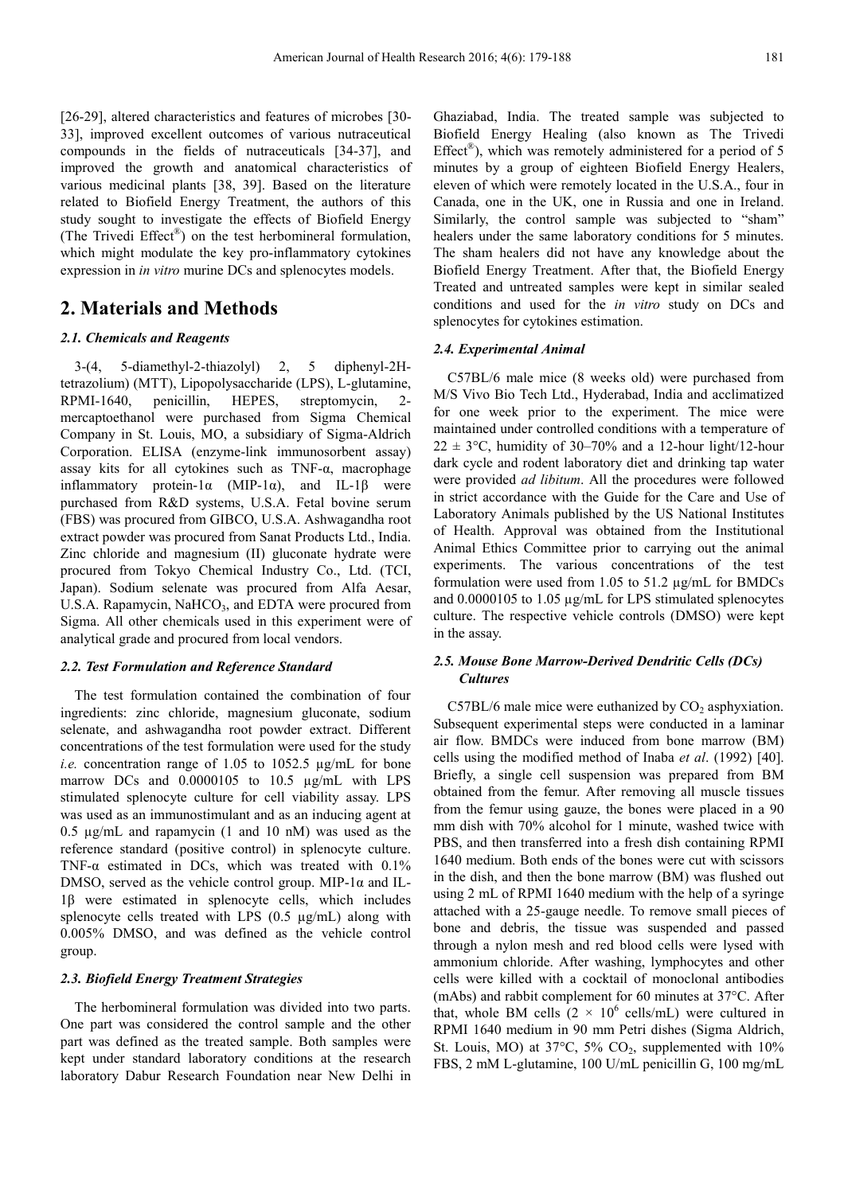[26-29], altered characteristics and features of microbes [30-33], improved excellent outcomes of various nutraceutical compounds in the fields of nutraceuticals [34-37], and improved the growth and anatomical characteristics of various medicinal plants [38, 39]. Based on the literature related to Biofield Energy Treatment, the authors of this study sought to investigate the effects of Biofield Energy (The Trivedi Effect®) on the test herbomineral formulation, which might modulate the key pro-inflammatory cytokines expression in *in vitro* murine DCs and splenocytes models.

## 2. Materials and Methods

### 2.1. Chemicals and Reagents

3-(4, 5-diamethyl-2-thiazolyl) 2, 5 diphenyl-2H-tetrazolium) (MTT), Lipopolysaccharide (LPS), L-glutamine, RPMI-1640, penicillin, HEPES, streptomycin, 2-mercaptoethanol were purchased from Sigma Chemical Company in St. Louis, MO, a subsidiary of Sigma-Aldrich Corporation. ELISA (enzyme-link immunosorbent assay) assay kits for all cytokines such as TNF-α, macrophage inflammatory protein-1α (MIP-1α), and IL-1β were purchased from R&D systems, U.S.A. Fetal bovine serum (FBS) was procured from GIBCO, U.S.A. Ashwagandha root extract powder was procured from Sanat Products Ltd., India. Zinc chloride and magnesium (II) gluconate hydrate were procured from Tokyo Chemical Industry Co., Ltd. (TCI, Japan). Sodium selenate was procured from Alfa Aesar, U.S.A. Rapamycin, $NaHCO_3$, and EDTA were procured from Sigma. All other chemicals used in this experiment were of analytical grade and procured from local vendors.

### 2.2. Test Formulation and Reference Standard

The test formulation contained the combination of four ingredients: zinc chloride, magnesium gluconate, sodium selenate, and ashwagandha root powder extract. Different concentrations of the test formulation were used for the study *i.e.* concentration range of 1.05 to 1052.5 µg/mL for bone marrow DCs and 0.0000105 to 10.5 µg/mL with LPS stimulated splenocyte culture for cell viability assay. LPS was used as an immunostimulant and as an inducing agent at 0.5 µg/mL and rapamycin (1 and 10 nM) was used as the reference standard (positive control) in splenocyte culture. TNF-α estimated in DCs, which was treated with 0.1% DMSO, served as the vehicle control group. MIP-1α and IL-1β were estimated in splenocyte cells, which includes splenocyte cells treated with LPS (0.5 µg/mL) along with 0.005% DMSO, and was defined as the vehicle control group.

### 2.3. Biofield Energy Treatment Strategies

The herbomineral formulation was divided into two parts. One part was considered the control sample and the other part was defined as the treated sample. Both samples were kept under standard laboratory conditions at the research laboratory Dabur Research Foundation near New Delhi in Ghaziabad, India. The treated sample was subjected to Biofield Energy Healing (also known as The Trivedi Effect®), which was remotely administered for a period of 5 minutes by a group of eighteen Biofield Energy Healers, eleven of which were remotely located in the U.S.A., four in Canada, one in the UK, one in Russia and one in Ireland. Similarly, the control sample was subjected to "sham" healers under the same laboratory conditions for 5 minutes. The sham healers did not have any knowledge about the Biofield Energy Treatment. After that, the Biofield Energy Treated and untreated samples were kept in similar sealed conditions and used for the *in vitro* study on DCs and splenocytes for cytokines estimation.

### 2.4. Experimental Animal

C57BL/6 male mice (8 weeks old) were purchased from M/S Vivo Bio Tech Ltd., Hyderabad, India and acclimatized for one week prior to the experiment. The mice were maintained under controlled conditions with a temperature of 22 ± 3°C, humidity of 30–70% and a 12-hour light/12-hour dark cycle and rodent laboratory diet and drinking tap water were provided *ad libitum*. All the procedures were followed in strict accordance with the Guide for the Care and Use of Laboratory Animals published by the US National Institutes of Health. Approval was obtained from the Institutional Animal Ethics Committee prior to carrying out the animal experiments. The various concentrations of the test formulation were used from 1.05 to 51.2 µg/mL for BMDCs and 0.0000105 to 1.05 µg/mL for LPS stimulated splenocytes culture. The respective vehicle controls (DMSO) were kept in the assay.

### 2.5. Mouse Bone Marrow-Derived Dendritic Cells (DCs) Cultures

C57BL/6 male mice were euthanized by $CO_2$ asphyxiation. Subsequent experimental steps were conducted in a laminar air flow. BMDCs were induced from bone marrow (BM) cells using the modified method of Inaba *et al*. (1992) [40]. Briefly, a single cell suspension was prepared from BM obtained from the femur. After removing all muscle tissues from the femur using gauze, the bones were placed in a 90 mm dish with 70% alcohol for 1 minute, washed twice with PBS, and then transferred into a fresh dish containing RPMI 1640 medium. Both ends of the bones were cut with scissors in the dish, and then the bone marrow (BM) was flushed out using 2 mL of RPMI 1640 medium with the help of a syringe attached with a 25-gauge needle. To remove small pieces of bone and debris, the tissue was suspended and passed through a nylon mesh and red blood cells were lysed with ammonium chloride. After washing, lymphocytes and other cells were killed with a cocktail of monoclonal antibodies (mAbs) and rabbit complement for 60 minutes at 37°C. After that, whole BM cells ($2 \times 10^6$ cells/mL) were cultured in RPMI 1640 medium in 90 mm Petri dishes (Sigma Aldrich, St. Louis, MO) at 37°C, 5% $CO_2$, supplemented with 10% FBS, 2 mM L-glutamine, 100 U/mL penicillin G, 100 mg/mL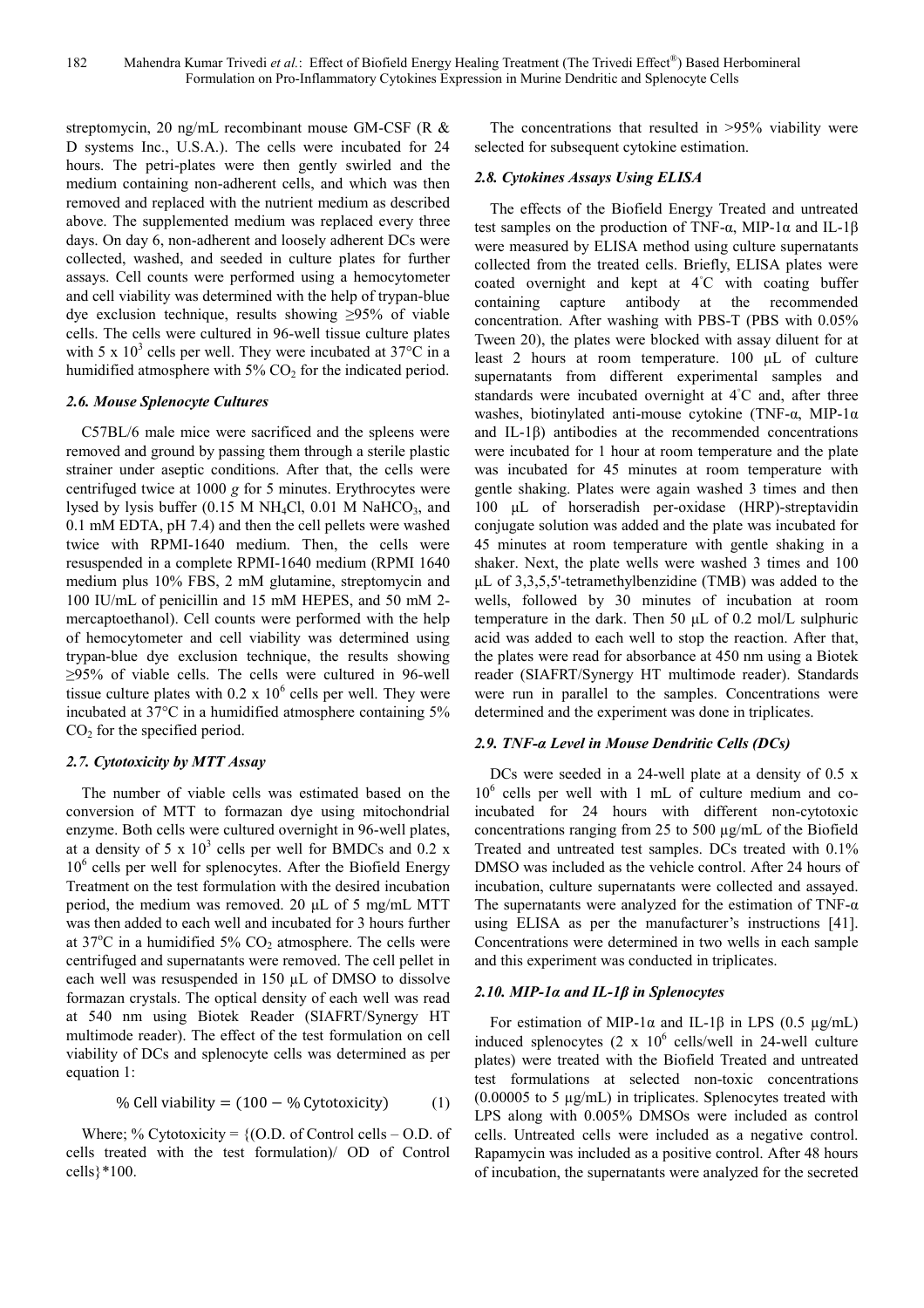streptomycin, 20 ng/mL recombinant mouse GM-CSF (R & D systems Inc., U.S.A.). The cells were incubated for 24 hours. The petri-plates were then gently swirled and the medium containing non-adherent cells, and which was then removed and replaced with the nutrient medium as described above. The supplemented medium was replaced every three days. On day 6, non-adherent and loosely adherent DCs were collected, washed, and seeded in culture plates for further assays. Cell counts were performed using a hemocytometer and cell viability was determined with the help of trypan-blue dye exclusion technique, results showing ≥95% of viable cells. The cells were cultured in 96-well tissue culture plates with 5 x $10^3$ cells per well. They were incubated at 37°C in a humidified atmosphere with 5% $CO_2$ for the indicated period.

### *2.6. Mouse Splenocyte Cultures*

C57BL/6 male mice were sacrificed and the spleens were removed and ground by passing them through a sterile plastic strainer under aseptic conditions. After that, the cells were centrifuged twice at 1000 *g* for 5 minutes. Erythrocytes were lysed by lysis buffer (0.15 M $NH_4Cl$, 0.01 M $NaHCO_3$, and 0.1 mM EDTA, pH 7.4) and then the cell pellets were washed twice with RPMI-1640 medium. Then, the cells were resuspended in a complete RPMI-1640 medium (RPMI 1640 medium plus 10% FBS, 2 mM glutamine, streptomycin and 100 IU/mL of penicillin and 15 mM HEPES, and 50 mM 2-mercaptoethanol). Cell counts were performed with the help of hemocytometer and cell viability was determined using trypan-blue dye exclusion technique, the results showing ≥95% of viable cells. The cells were cultured in 96-well tissue culture plates with 0.2 x $10^6$ cells per well. They were incubated at 37°C in a humidified atmosphere containing 5% $CO_2$ for the specified period.

### *2.7. Cytotoxicity by MTT Assay*

The number of viable cells was estimated based on the conversion of MTT to formazan dye using mitochondrial enzyme. Both cells were cultured overnight in 96-well plates, at a density of 5 x $10^3$ cells per well for BMDCs and 0.2 x $10^6$ cells per well for splenocytes. After the Biofield Energy Treatment on the test formulation with the desired incubation period, the medium was removed. 20 µL of 5 mg/mL MTT was then added to each well and incubated for 3 hours further at 37°C in a humidified 5% $CO_2$ atmosphere. The cells were centrifuged and supernatants were removed. The cell pellet in each well was resuspended in 150 µL of DMSO to dissolve formazan crystals. The optical density of each well was read at 540 nm using Biotek Reader (SIAFRT/Synergy HT multimode reader). The effect of the test formulation on cell viability of DCs and splenocyte cells was determined as per equation 1:

$$\%\ \text{Cell viability} = (100 - \%\ \text{Cytotoxicity}) \tag{1}$$

Where; % Cytotoxicity = {(O.D. of Control cells – O.D. of cells treated with the test formulation)/ OD of Control cells}*100.

The concentrations that resulted in >95% viability were selected for subsequent cytokine estimation.

### *2.8. Cytokines Assays Using ELISA*

The effects of the Biofield Energy Treated and untreated test samples on the production of TNF-α, MIP-1α and IL-1β were measured by ELISA method using culture supernatants collected from the treated cells. Briefly, ELISA plates were coated overnight and kept at 4°C with coating buffer containing capture antibody at the recommended concentration. After washing with PBS-T (PBS with 0.05% Tween 20), the plates were blocked with assay diluent for at least 2 hours at room temperature. 100 µL of culture supernatants from different experimental samples and standards were incubated overnight at 4°C and, after three washes, biotinylated anti-mouse cytokine (TNF-α, MIP-1α and IL-1β) antibodies at the recommended concentrations were incubated for 1 hour at room temperature and the plate was incubated for 45 minutes at room temperature with gentle shaking. Plates were again washed 3 times and then 100 µL of horseradish per-oxidase (HRP)-streptavidin conjugate solution was added and the plate was incubated for 45 minutes at room temperature with gentle shaking in a shaker. Next, the plate wells were washed 3 times and 100 µL of 3,3,5,5'-tetramethylbenzidine (TMB) was added to the wells, followed by 30 minutes of incubation at room temperature in the dark. Then 50 µL of 0.2 mol/L sulphuric acid was added to each well to stop the reaction. After that, the plates were read for absorbance at 450 nm using a Biotek reader (SIAFRT/Synergy HT multimode reader). Standards were run in parallel to the samples. Concentrations were determined and the experiment was done in triplicates.

### *2.9. TNF-α Level in Mouse Dendritic Cells (DCs)*

DCs were seeded in a 24-well plate at a density of 0.5 x $10^6$ cells per well with 1 mL of culture medium and co-incubated for 24 hours with different non-cytotoxic concentrations ranging from 25 to 500 µg/mL of the Biofield Treated and untreated test samples. DCs treated with 0.1% DMSO was included as the vehicle control. After 24 hours of incubation, culture supernatants were collected and assayed. The supernatants were analyzed for the estimation of TNF-α using ELISA as per the manufacturer's instructions [41]. Concentrations were determined in two wells in each sample and this experiment was conducted in triplicates.

### *2.10. MIP-1α and IL-1β in Splenocytes*

For estimation of MIP-1α and IL-1β in LPS (0.5 µg/mL) induced splenocytes (2 x $10^6$ cells/well in 24-well culture plates) were treated with the Biofield Treated and untreated test formulations at selected non-toxic concentrations (0.00005 to 5 µg/mL) in triplicates. Splenocytes treated with LPS along with 0.005% DMSOs were included as control cells. Untreated cells were included as a negative control. Rapamycin was included as a positive control. After 48 hours of incubation, the supernatants were analyzed for the secreted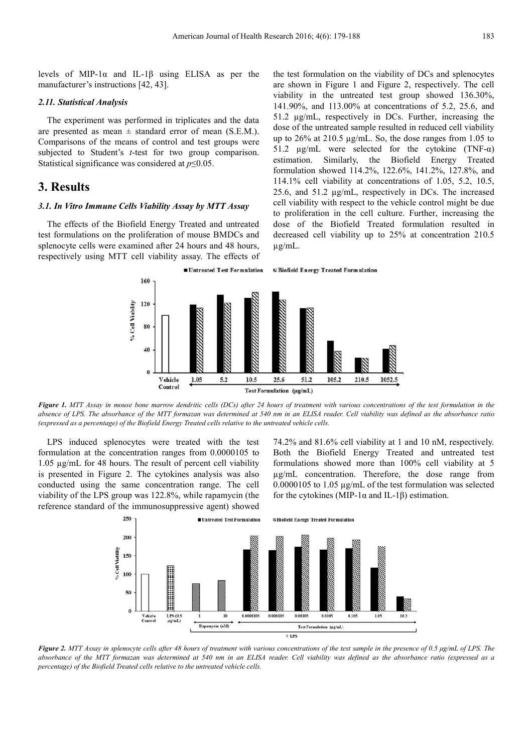levels of MIP-1α and IL-1β using ELISA as per the manufacturer's instructions [42, 43].

### *2.11. Statistical Analysis*

The experiment was performed in triplicates and the data are presented as mean ± standard error of mean (S.E.M.). Comparisons of the means of control and test groups were subjected to Student's *t*-test for two group comparison. Statistical significance was considered at $p \leq 0.05$.

## 3. Results

### *3.1. In Vitro Immune Cells Viability Assay by MTT Assay*

The effects of the Biofield Energy Treated and untreated test formulations on the proliferation of mouse BMDCs and splenocyte cells were examined after 24 hours and 48 hours, respectively using MTT cell viability assay. The effects of the test formulation on the viability of DCs and splenocytes are shown in Figure 1 and Figure 2, respectively. The cell viability in the untreated test group showed 136.30%, 141.90%, and 113.00% at concentrations of 5.2, 25.6, and 51.2 µg/mL, respectively in DCs. Further, increasing the dose of the untreated sample resulted in reduced cell viability up to 26% at 210.5 µg/mL. So, the dose ranges from 1.05 to 51.2 µg/mL were selected for the cytokine (TNF-α) estimation. Similarly, the Biofield Energy Treated formulation showed 114.2%, 122.6%, 141.2%, 127.8%, and 114.1% cell viability at concentrations of 1.05, 5.2, 10.5, 25.6, and 51.2 µg/mL, respectively in DCs. The increased cell viability with respect to the vehicle control might be due to proliferation in the cell culture. Further, increasing the dose of the Biofield Treated formulation resulted in decreased cell viability up to 25% at concentration 210.5 µg/mL.

*Figure 1. MTT Assay in mouse bone marrow dendritic cells (DCs) after 24 hours of treatment with various concentrations of the test formulation in the absence of LPS. The absorbance of the MTT formazan was determined at 540 nm in an ELISA reader. Cell viability was defined as the absorbance ratio (expressed as a percentage) of the Biofield Energy Treated cells relative to the untreated vehicle cells.*

LPS induced splenocytes were treated with the test formulation at the concentration ranges from 0.0000105 to 1.05 µg/mL for 48 hours. The result of percent cell viability is presented in Figure 2. The cytokines analysis was also conducted using the same concentration range. The cell viability of the LPS group was 122.8%, while rapamycin (the reference standard of the immunosuppressive agent) showed 74.2% and 81.6% cell viability at 1 and 10 nM, respectively. Both the Biofield Energy Treated and untreated test formulations showed more than 100% cell viability at 5 µg/mL concentration. Therefore, the dose range from 0.0000105 to 1.05 µg/mL of the test formulation was selected for the cytokines (MIP-1α and IL-1β) estimation.

*Figure 2. MTT Assay in splenocyte cells after 48 hours of treatment with various concentrations of the test sample in the presence of 0.5 µg/mL of LPS. The absorbance of the MTT formazan was determined at 540 nm in an ELISA reader. Cell viability was defined as the absorbance ratio (expressed as a percentage) of the Biofield Treated cells relative to the untreated vehicle cells.*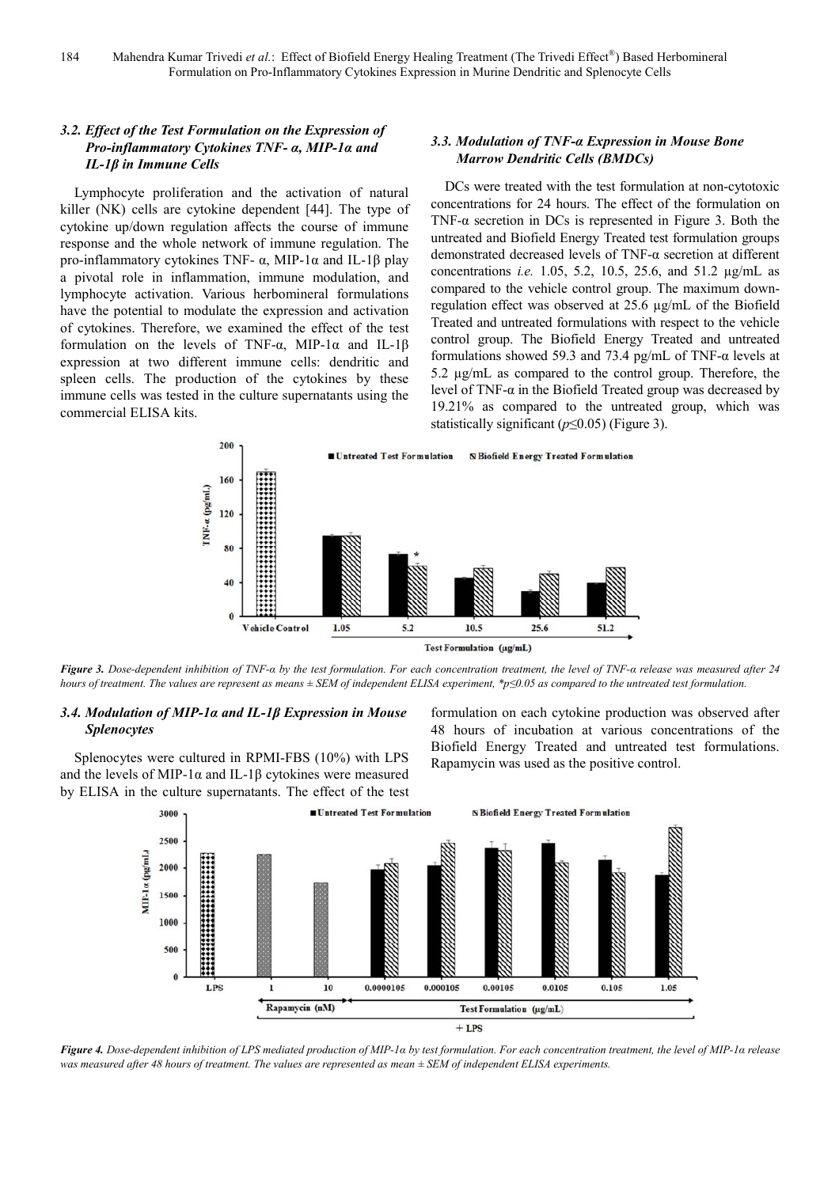### 3.2. Effect of the Test Formulation on the Expression of Pro-inflammatory Cytokines TNF- α, MIP-1α and IL-1β in Immune Cells

Lymphocyte proliferation and the activation of natural killer (NK) cells are cytokine dependent [44]. The type of cytokine up/down regulation affects the course of immune response and the whole network of immune regulation. The pro-inflammatory cytokines TNF- α, MIP-1α and IL-1β play a pivotal role in inflammation, immune modulation, and lymphocyte activation. Various herbomineral formulations have the potential to modulate the expression and activation of cytokines. Therefore, we examined the effect of the test formulation on the levels of TNF-α, MIP-1α and IL-1β expression at two different immune cells: dendritic and spleen cells. The production of the cytokines by these immune cells was tested in the culture supernatants using the commercial ELISA kits.

### 3.3. Modulation of TNF-α Expression in Mouse Bone Marrow Dendritic Cells (BMDCs)

DCs were treated with the test formulation at non-cytotoxic concentrations for 24 hours. The effect of the formulation on TNF-α secretion in DCs is represented in Figure 3. Both the untreated and Biofield Energy Treated test formulation groups demonstrated decreased levels of TNF-α secretion at different concentrations *i.e.* 1.05, 5.2, 10.5, 25.6, and 51.2 µg/mL as compared to the vehicle control group. The maximum down-regulation effect was observed at 25.6 µg/mL of the Biofield Treated and untreated formulations with respect to the vehicle control group. The Biofield Energy Treated and untreated formulations showed 59.3 and 73.4 pg/mL of TNF-α levels at 5.2 µg/mL as compared to the control group. Therefore, the level of TNF-α in the Biofield Treated group was decreased by 19.21% as compared to the untreated group, which was statistically significant ($p \leq 0.05$) (Figure 3).

***Figure 3.*** *Dose-dependent inhibition of TNF-α by the test formulation. For each concentration treatment, the level of TNF-α release was measured after 24 hours of treatment. The values are represent as means ± SEM of independent ELISA experiment, *p≤0.05 as compared to the untreated test formulation.*

### 3.4. Modulation of MIP-1α and IL-1β Expression in Mouse Splenocytes

Splenocytes were cultured in RPMI-FBS (10%) with LPS and the levels of MIP-1α and IL-1β cytokines were measured by ELISA in the culture supernatants. The effect of the test formulation on each cytokine production was observed after 48 hours of incubation at various concentrations of the Biofield Energy Treated and untreated test formulations. Rapamycin was used as the positive control.

***Figure 4.*** *Dose-dependent inhibition of LPS mediated production of MIP-1α by test formulation. For each concentration treatment, the level of MIP-1α release was measured after 48 hours of treatment. The values are represented as mean ± SEM of independent ELISA experiments.*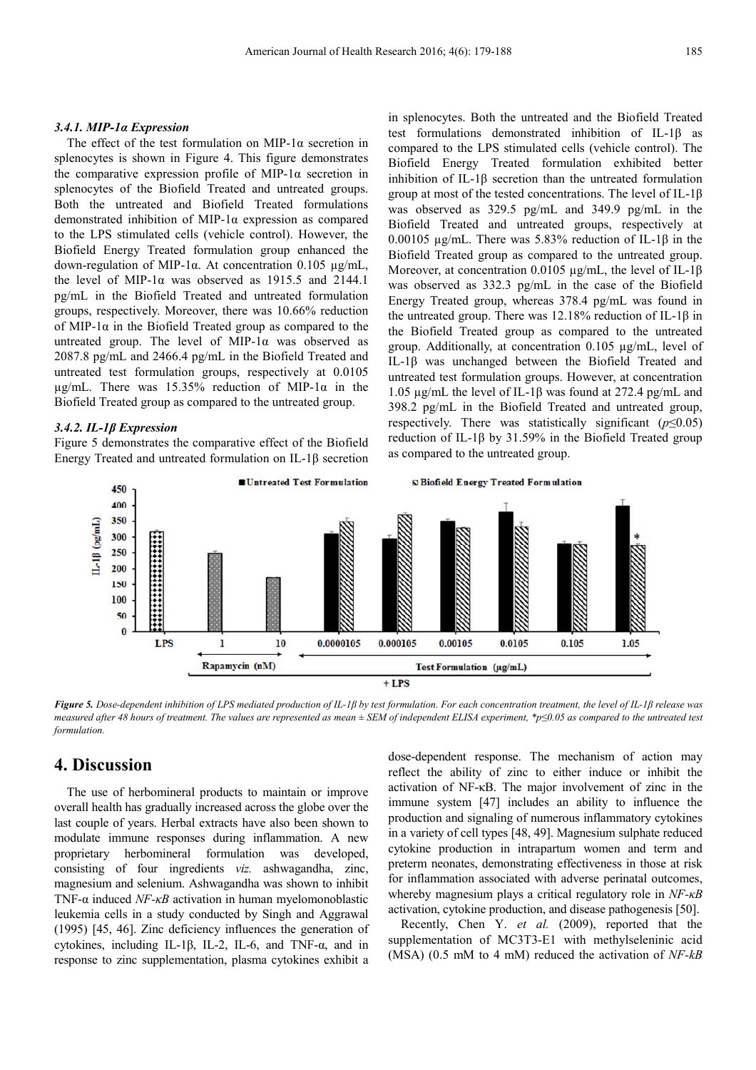#### 3.4.1. MIP-1α Expression

The effect of the test formulation on MIP-1α secretion in splenocytes is shown in Figure 4. This figure demonstrates the comparative expression profile of MIP-1α secretion in splenocytes of the Biofield Treated and untreated groups. Both the untreated and Biofield Treated formulations demonstrated inhibition of MIP-1α expression as compared to the LPS stimulated cells (vehicle control). However, the Biofield Energy Treated formulation group enhanced the down-regulation of MIP-1α. At concentration 0.105 µg/mL, the level of MIP-1α was observed as 1915.5 and 2144.1 pg/mL in the Biofield Treated and untreated formulation groups, respectively. Moreover, there was 10.66% reduction of MIP-1α in the Biofield Treated group as compared to the untreated group. The level of MIP-1α was observed as 2087.8 pg/mL and 2466.4 pg/mL in the Biofield Treated and untreated test formulation groups, respectively at 0.0105 µg/mL. There was 15.35% reduction of MIP-1α in the Biofield Treated group as compared to the untreated group.

#### 3.4.2. IL-1β Expression

Figure 5 demonstrates the comparative effect of the Biofield Energy Treated and untreated formulation on IL-1β secretion in splenocytes. Both the untreated and the Biofield Treated test formulations demonstrated inhibition of IL-1β as compared to the LPS stimulated cells (vehicle control). The Biofield Energy Treated formulation exhibited better inhibition of IL-1β secretion than the untreated formulation group at most of the tested concentrations. The level of IL-1β was observed as 329.5 pg/mL and 349.9 pg/mL in the Biofield Treated and untreated groups, respectively at 0.00105 µg/mL. There was 5.83% reduction of IL-1β in the Biofield Treated group as compared to the untreated group. Moreover, at concentration 0.0105 µg/mL, the level of IL-1β was observed as 332.3 pg/mL in the case of the Biofield Energy Treated group, whereas 378.4 pg/mL was found in the untreated group. There was 12.18% reduction of IL-1β in the Biofield Treated group as compared to the untreated group. Additionally, at concentration 0.105 µg/mL, level of IL-1β was unchanged between the Biofield Treated and untreated test formulation groups. However, at concentration 1.05 µg/mL the level of IL-1β was found at 272.4 pg/mL and 398.2 pg/mL in the Biofield Treated and untreated group, respectively. There was statistically significant ($p \leq 0.05$) reduction of IL-1β by 31.59% in the Biofield Treated group as compared to the untreated group.

***Figure 5.*** *Dose-dependent inhibition of LPS mediated production of IL-1β by test formulation. For each concentration treatment, the level of IL-1β release was measured after 48 hours of treatment. The values are represented as mean ± SEM of independent ELISA experiment, \*p≤0.05 as compared to the untreated test formulation.*

## 4. Discussion

The use of herbomineral products to maintain or improve overall health has gradually increased across the globe over the last couple of years. Herbal extracts have also been shown to modulate immune responses during inflammation. A new proprietary herbomineral formulation was developed, consisting of four ingredients *viz.* ashwagandha, zinc, magnesium and selenium. Ashwagandha was shown to inhibit TNF-α induced *NF-κB* activation in human myelomonoblastic leukemia cells in a study conducted by Singh and Aggrawal (1995) [45, 46]. Zinc deficiency influences the generation of cytokines, including IL-1β, IL-2, IL-6, and TNF-α, and in response to zinc supplementation, plasma cytokines exhibit a dose-dependent response. The mechanism of action may reflect the ability of zinc to either induce or inhibit the activation of NF-κB. The major involvement of zinc in the immune system [47] includes an ability to influence the production and signaling of numerous inflammatory cytokines in a variety of cell types [48, 49]. Magnesium sulphate reduced cytokine production in intrapartum women and term and preterm neonates, demonstrating effectiveness in those at risk for inflammation associated with adverse perinatal outcomes, whereby magnesium plays a critical regulatory role in *NF-κB* activation, cytokine production, and disease pathogenesis [50].

Recently, Chen Y. *et al.* (2009), reported that the supplementation of MC3T3-E1 with methylseleninic acid (MSA) (0.5 mM to 4 mM) reduced the activation of *NF-kB*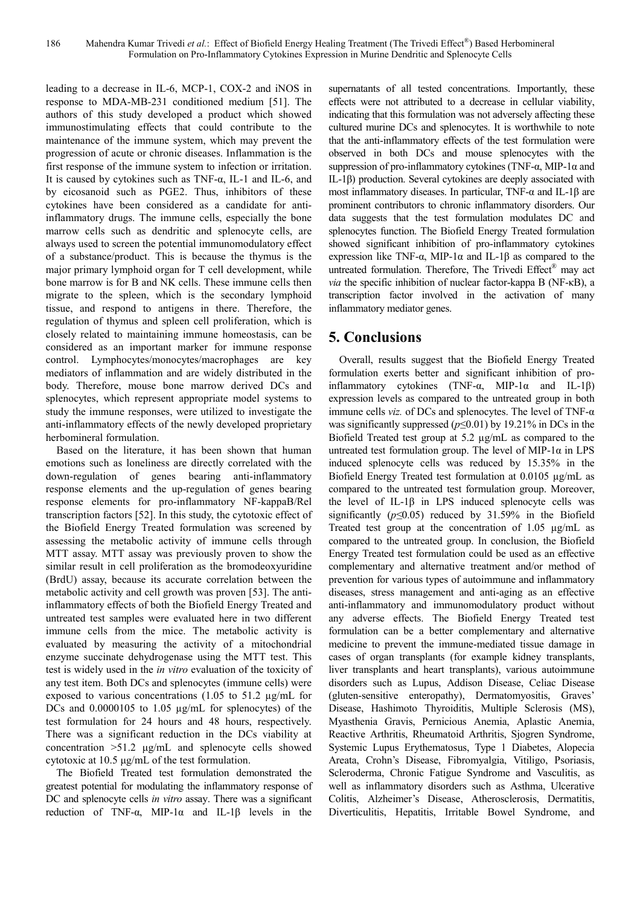leading to a decrease in IL-6, MCP-1, COX-2 and iNOS in response to MDA-MB-231 conditioned medium [51]. The authors of this study developed a product which showed immunostimulating effects that could contribute to the maintenance of the immune system, which may prevent the progression of acute or chronic diseases. Inflammation is the first response of the immune system to infection or irritation. It is caused by cytokines such as TNF-α, IL-1 and IL-6, and by eicosanoid such as PGE2. Thus, inhibitors of these cytokines have been considered as a candidate for anti-inflammatory drugs. The immune cells, especially the bone marrow cells such as dendritic and splenocyte cells, are always used to screen the potential immunomodulatory effect of a substance/product. This is because the thymus is the major primary lymphoid organ for T cell development, while bone marrow is for B and NK cells. These immune cells then migrate to the spleen, which is the secondary lymphoid tissue, and respond to antigens in there. Therefore, the regulation of thymus and spleen cell proliferation, which is closely related to maintaining immune homeostasis, can be considered as an important marker for immune response control. Lymphocytes/monocytes/macrophages are key mediators of inflammation and are widely distributed in the body. Therefore, mouse bone marrow derived DCs and splenocytes, which represent appropriate model systems to study the immune responses, were utilized to investigate the anti-inflammatory effects of the newly developed proprietary herbomineral formulation.

Based on the literature, it has been shown that human emotions such as loneliness are directly correlated with the down-regulation of genes bearing anti-inflammatory response elements and the up-regulation of genes bearing response elements for pro-inflammatory NF-kappaB/Rel transcription factors [52]. In this study, the cytotoxic effect of the Biofield Energy Treated formulation was screened by assessing the metabolic activity of immune cells through MTT assay. MTT assay was previously proven to show the similar result in cell proliferation as the bromodeoxyuridine (BrdU) assay, because its accurate correlation between the metabolic activity and cell growth was proven [53]. The anti-inflammatory effects of both the Biofield Energy Treated and untreated test samples were evaluated here in two different immune cells from the mice. The metabolic activity is evaluated by measuring the activity of a mitochondrial enzyme succinate dehydrogenase using the MTT test. This test is widely used in the *in vitro* evaluation of the toxicity of any test item. Both DCs and splenocytes (immune cells) were exposed to various concentrations (1.05 to 51.2 µg/mL for DCs and 0.0000105 to 1.05 µg/mL for splenocytes) of the test formulation for 24 hours and 48 hours, respectively. There was a significant reduction in the DCs viability at concentration >51.2 µg/mL and splenocyte cells showed cytotoxic at 10.5 µg/mL of the test formulation.

The Biofield Treated test formulation demonstrated the greatest potential for modulating the inflammatory response of DC and splenocyte cells *in vitro* assay. There was a significant reduction of TNF-α, MIP-1α and IL-1β levels in the supernatants of all tested concentrations. Importantly, these effects were not attributed to a decrease in cellular viability, indicating that this formulation was not adversely affecting these cultured murine DCs and splenocytes. It is worthwhile to note that the anti-inflammatory effects of the test formulation were observed in both DCs and mouse splenocytes with the suppression of pro-inflammatory cytokines (TNF-α, MIP-1α and IL-1β) production. Several cytokines are deeply associated with most inflammatory diseases. In particular, TNF-α and IL-1β are prominent contributors to chronic inflammatory disorders. Our data suggests that the test formulation modulates DC and splenocytes function. The Biofield Energy Treated formulation showed significant inhibition of pro-inflammatory cytokines expression like TNF-α, MIP-1α and IL-1β as compared to the untreated formulation. Therefore, The Trivedi Effect® may act *via* the specific inhibition of nuclear factor-kappa B (NF-κB), a transcription factor involved in the activation of many inflammatory mediator genes.

## 5. Conclusions

Overall, results suggest that the Biofield Energy Treated formulation exerts better and significant inhibition of pro-inflammatory cytokines (TNF-α, MIP-1α and IL-1β) expression levels as compared to the untreated group in both immune cells *viz.* of DCs and splenocytes. The level of TNF-α was significantly suppressed ($p \le 0.01$) by 19.21% in DCs in the Biofield Treated test group at 5.2 µg/mL as compared to the untreated test formulation group. The level of MIP-1α in LPS induced splenocyte cells was reduced by 15.35% in the Biofield Energy Treated test formulation at 0.0105 µg/mL as compared to the untreated test formulation group. Moreover, the level of IL-1β in LPS induced splenocyte cells was significantly ($p \le 0.05$) reduced by 31.59% in the Biofield Treated test group at the concentration of 1.05 µg/mL as compared to the untreated group. In conclusion, the Biofield Energy Treated test formulation could be used as an effective complementary and alternative treatment and/or method of prevention for various types of autoimmune and inflammatory diseases, stress management and anti-aging as an effective anti-inflammatory and immunomodulatory product without any adverse effects. The Biofield Energy Treated test formulation can be a better complementary and alternative medicine to prevent the immune-mediated tissue damage in cases of organ transplants (for example kidney transplants, liver transplants and heart transplants), various autoimmune disorders such as Lupus, Addison Disease, Celiac Disease (gluten-sensitive enteropathy), Dermatomyositis, Graves' Disease, Hashimoto Thyroiditis, Multiple Sclerosis (MS), Myasthenia Gravis, Pernicious Anemia, Aplastic Anemia, Reactive Arthritis, Rheumatoid Arthritis, Sjogren Syndrome, Systemic Lupus Erythematosus, Type 1 Diabetes, Alopecia Areata, Crohn's Disease, Fibromyalgia, Vitiligo, Psoriasis, Scleroderma, Chronic Fatigue Syndrome and Vasculitis, as well as inflammatory disorders such as Asthma, Ulcerative Colitis, Alzheimer's Disease, Atherosclerosis, Dermatitis, Diverticulitis, Hepatitis, Irritable Bowel Syndrome, and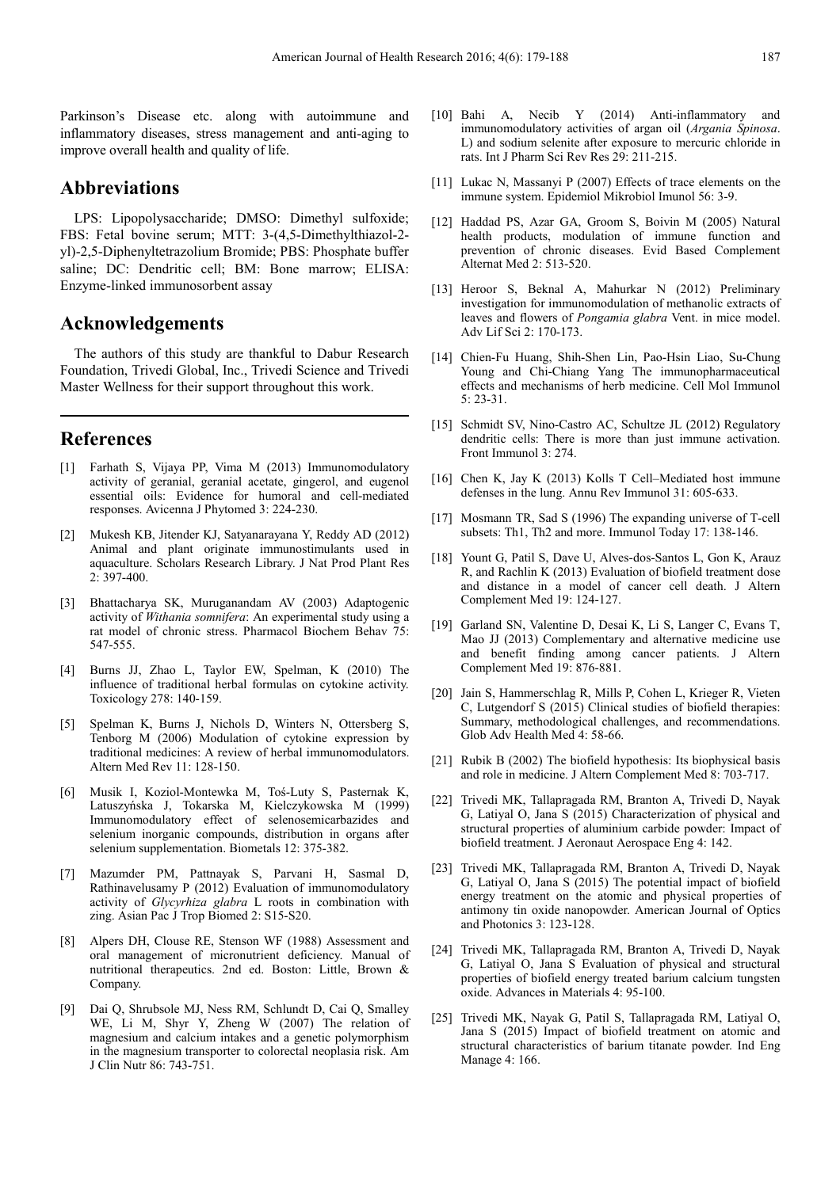Parkinson's Disease etc. along with autoimmune and inflammatory diseases, stress management and anti-aging to improve overall health and quality of life.

## Abbreviations

LPS: Lipopolysaccharide; DMSO: Dimethyl sulfoxide; FBS: Fetal bovine serum; MTT: 3-(4,5-Dimethylthiazol-2-yl)-2,5-Diphenyltetrazolium Bromide; PBS: Phosphate buffer saline; DC: Dendritic cell; BM: Bone marrow; ELISA: Enzyme-linked immunosorbent assay

## Acknowledgements

The authors of this study are thankful to Dabur Research Foundation, Trivedi Global, Inc., Trivedi Science and Trivedi Master Wellness for their support throughout this work.

## References

[1] Farhath S, Vijaya PP, Vima M (2013) Immunomodulatory activity of geranial, geranial acetate, gingerol, and eugenol essential oils: Evidence for humoral and cell-mediated responses. Avicenna J Phytomed 3: 224-230.

[2] Mukesh KB, Jitender KJ, Satyanarayana Y, Reddy AD (2012) Animal and plant originate immunostimulants used in aquaculture. Scholars Research Library. J Nat Prod Plant Res 2: 397-400.

[3] Bhattacharya SK, Muruganandam AV (2003) Adaptogenic activity of *Withania somnifera*: An experimental study using a rat model of chronic stress. Pharmacol Biochem Behav 75: 547-555.

[4] Burns JJ, Zhao L, Taylor EW, Spelman, K (2010) The influence of traditional herbal formulas on cytokine activity. Toxicology 278: 140-159.

[5] Spelman K, Burns J, Nichols D, Winters N, Ottersberg S, Tenborg M (2006) Modulation of cytokine expression by traditional medicines: A review of herbal immunomodulators. Altern Med Rev 11: 128-150.

[6] Musik I, Koziol-Montewka M, Toś-Luty S, Pasternak K, Latuszyńska J, Tokarska M, Kielczykowska M (1999) Immunomodulatory effect of selenosemicarbazides and selenium inorganic compounds, distribution in organs after selenium supplementation. Biometals 12: 375-382.

[7] Mazumder PM, Pattnayak S, Parvani H, Sasmal D, Rathinavelusamy P (2012) Evaluation of immunomodulatory activity of *Glycyrhiza glabra* L roots in combination with zing. Asian Pac J Trop Biomed 2: S15-S20.

[8] Alpers DH, Clouse RE, Stenson WF (1988) Assessment and oral management of micronutrient deficiency. Manual of nutritional therapeutics. 2nd ed. Boston: Little, Brown & Company.

[9] Dai Q, Shrubsole MJ, Ness RM, Schlundt D, Cai Q, Smalley WE, Li M, Shyr Y, Zheng W (2007) The relation of magnesium and calcium intakes and a genetic polymorphism in the magnesium transporter to colorectal neoplasia risk. Am J Clin Nutr 86: 743-751.

[10] Bahi A, Necib Y (2014) Anti-inflammatory and immunomodulatory activities of argan oil (*Argania Spinosa*. L) and sodium selenite after exposure to mercuric chloride in rats. Int J Pharm Sci Rev Res 29: 211-215.

[11] Lukac N, Massanyi P (2007) Effects of trace elements on the immune system. Epidemiol Mikrobiol Imunol 56: 3-9.

[12] Haddad PS, Azar GA, Groom S, Boivin M (2005) Natural health products, modulation of immune function and prevention of chronic diseases. Evid Based Complement Alternat Med 2: 513-520.

[13] Heroor S, Beknal A, Mahurkar N (2012) Preliminary investigation for immunomodulation of methanolic extracts of leaves and flowers of *Pongamia glabra* Vent. in mice model. Adv Lif Sci 2: 170-173.

[14] Chien-Fu Huang, Shih-Shen Lin, Pao-Hsin Liao, Su-Chung Young and Chi-Chiang Yang The immunopharmaceutical effects and mechanisms of herb medicine. Cell Mol Immunol 5: 23-31.

[15] Schmidt SV, Nino-Castro AC, Schultze JL (2012) Regulatory dendritic cells: There is more than just immune activation. Front Immunol 3: 274.

[16] Chen K, Jay K (2013) Kolls T Cell–Mediated host immune defenses in the lung. Annu Rev Immunol 31: 605-633.

[17] Mosmann TR, Sad S (1996) The expanding universe of T-cell subsets: Th1, Th2 and more. Immunol Today 17: 138-146.

[18] Yount G, Patil S, Dave U, Alves-dos-Santos L, Gon K, Arauz R, and Rachlin K (2013) Evaluation of biofield treatment dose and distance in a model of cancer cell death. J Altern Complement Med 19: 124-127.

[19] Garland SN, Valentine D, Desai K, Li S, Langer C, Evans T, Mao JJ (2013) Complementary and alternative medicine use and benefit finding among cancer patients. J Altern Complement Med 19: 876-881.

[20] Jain S, Hammerschlag R, Mills P, Cohen L, Krieger R, Vieten C, Lutgendorf S (2015) Clinical studies of biofield therapies: Summary, methodological challenges, and recommendations. Glob Adv Health Med 4: 58-66.

[21] Rubik B (2002) The biofield hypothesis: Its biophysical basis and role in medicine. J Altern Complement Med 8: 703-717.

[22] Trivedi MK, Tallapragada RM, Branton A, Trivedi D, Nayak G, Latiyal O, Jana S (2015) Characterization of physical and structural properties of aluminium carbide powder: Impact of biofield treatment. J Aeronaut Aerospace Eng 4: 142.

[23] Trivedi MK, Tallapragada RM, Branton A, Trivedi D, Nayak G, Latiyal O, Jana S (2015) The potential impact of biofield energy treatment on the atomic and physical properties of antimony tin oxide nanopowder. American Journal of Optics and Photonics 3: 123-128.

[24] Trivedi MK, Tallapragada RM, Branton A, Trivedi D, Nayak G, Latiyal O, Jana S Evaluation of physical and structural properties of biofield energy treated barium calcium tungsten oxide. Advances in Materials 4: 95-100.

[25] Trivedi MK, Nayak G, Patil S, Tallapragada RM, Latiyal O, Jana S (2015) Impact of biofield treatment on atomic and structural characteristics of barium titanate powder. Ind Eng Manage 4: 166.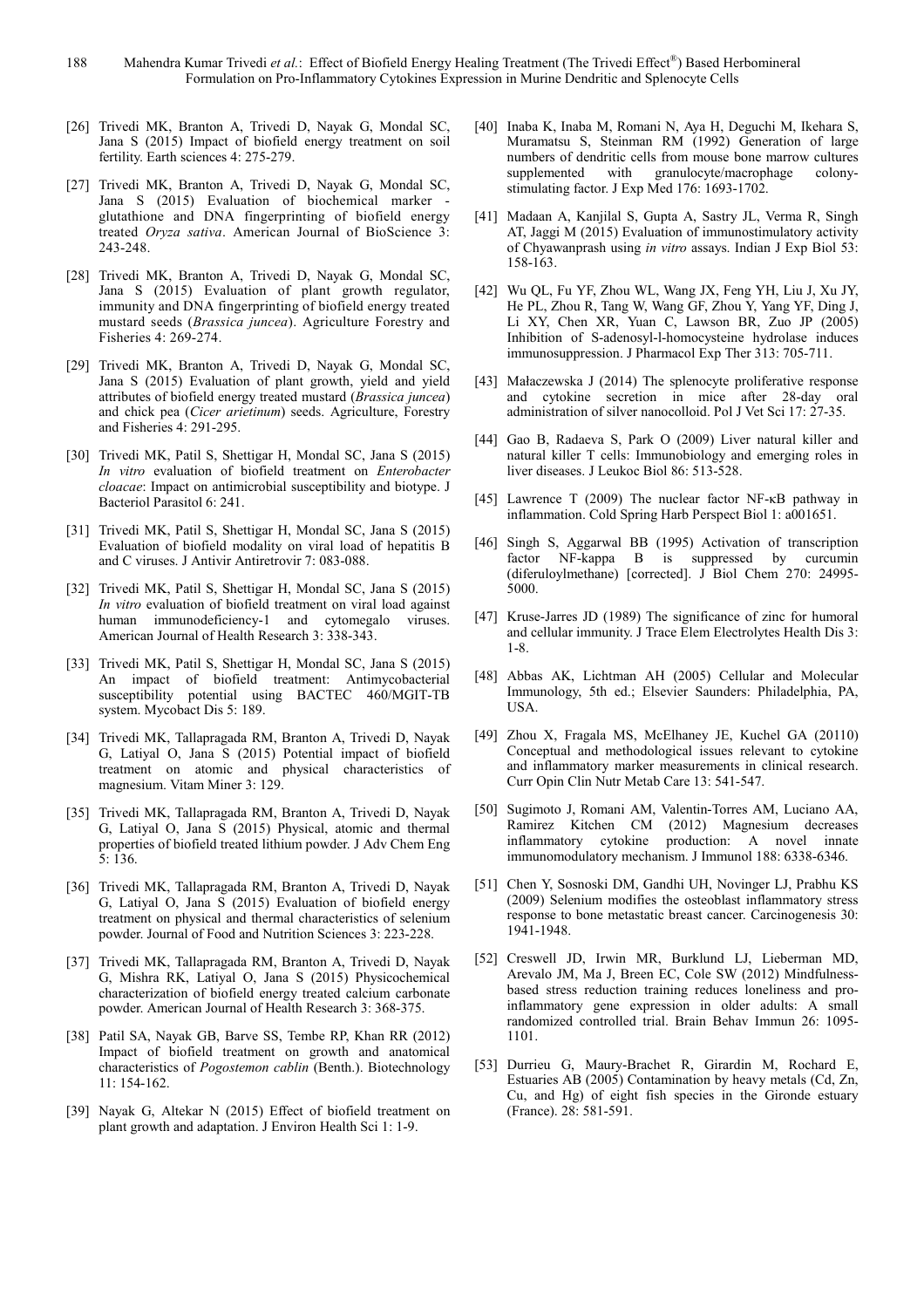[26] Trivedi MK, Branton A, Trivedi D, Nayak G, Mondal SC, Jana S (2015) Impact of biofield energy treatment on soil fertility. Earth sciences 4: 275-279.

[27] Trivedi MK, Branton A, Trivedi D, Nayak G, Mondal SC, Jana S (2015) Evaluation of biochemical marker - glutathione and DNA fingerprinting of biofield energy treated *Oryza sativa*. American Journal of BioScience 3: 243-248.

[28] Trivedi MK, Branton A, Trivedi D, Nayak G, Mondal SC, Jana S (2015) Evaluation of plant growth regulator, immunity and DNA fingerprinting of biofield energy treated mustard seeds (*Brassica juncea*). Agriculture Forestry and Fisheries 4: 269-274.

[29] Trivedi MK, Branton A, Trivedi D, Nayak G, Mondal SC, Jana S (2015) Evaluation of plant growth, yield and yield attributes of biofield energy treated mustard (*Brassica juncea*) and chick pea (*Cicer arietinum*) seeds. Agriculture, Forestry and Fisheries 4: 291-295.

[30] Trivedi MK, Patil S, Shettigar H, Mondal SC, Jana S (2015) *In vitro* evaluation of biofield treatment on *Enterobacter cloacae*: Impact on antimicrobial susceptibility and biotype. J Bacteriol Parasitol 6: 241.

[31] Trivedi MK, Patil S, Shettigar H, Mondal SC, Jana S (2015) Evaluation of biofield modality on viral load of hepatitis B and C viruses. J Antivir Antiretrovir 7: 083-088.

[32] Trivedi MK, Patil S, Shettigar H, Mondal SC, Jana S (2015) *In vitro* evaluation of biofield treatment on viral load against human immunodeficiency-1 and cytomegalo viruses. American Journal of Health Research 3: 338-343.

[33] Trivedi MK, Patil S, Shettigar H, Mondal SC, Jana S (2015) An impact of biofield treatment: Antimycobacterial susceptibility potential using BACTEC 460/MGIT-TB system. Mycobact Dis 5: 189.

[34] Trivedi MK, Tallapragada RM, Branton A, Trivedi D, Nayak G, Latiyal O, Jana S (2015) Potential impact of biofield treatment on atomic and physical characteristics of magnesium. Vitam Miner 3: 129.

[35] Trivedi MK, Tallapragada RM, Branton A, Trivedi D, Nayak G, Latiyal O, Jana S (2015) Physical, atomic and thermal properties of biofield treated lithium powder. J Adv Chem Eng 5: 136.

[36] Trivedi MK, Tallapragada RM, Branton A, Trivedi D, Nayak G, Latiyal O, Jana S (2015) Evaluation of biofield energy treatment on physical and thermal characteristics of selenium powder. Journal of Food and Nutrition Sciences 3: 223-228.

[37] Trivedi MK, Tallapragada RM, Branton A, Trivedi D, Nayak G, Mishra RK, Latiyal O, Jana S (2015) Physicochemical characterization of biofield energy treated calcium carbonate powder. American Journal of Health Research 3: 368-375.

[38] Patil SA, Nayak GB, Barve SS, Tembe RP, Khan RR (2012) Impact of biofield treatment on growth and anatomical characteristics of *Pogostemon cablin* (Benth.). Biotechnology 11: 154-162.

[39] Nayak G, Altekar N (2015) Effect of biofield treatment on plant growth and adaptation. J Environ Health Sci 1: 1-9.

[40] Inaba K, Inaba M, Romani N, Aya H, Deguchi M, Ikehara S, Muramatsu S, Steinman RM (1992) Generation of large numbers of dendritic cells from mouse bone marrow cultures supplemented with granulocyte/macrophage colony-stimulating factor. J Exp Med 176: 1693-1702.

[41] Madaan A, Kanjilal S, Gupta A, Sastry JL, Verma R, Singh AT, Jaggi M (2015) Evaluation of immunostimulatory activity of Chyawanprash using *in vitro* assays. Indian J Exp Biol 53: 158-163.

[42] Wu QL, Fu YF, Zhou WL, Wang JX, Feng YH, Liu J, Xu JY, He PL, Zhou R, Tang W, Wang GF, Zhou Y, Yang YF, Ding J, Li XY, Chen XR, Yuan C, Lawson BR, Zuo JP (2005) Inhibition of S-adenosyl-l-homocysteine hydrolase induces immunosuppression. J Pharmacol Exp Ther 313: 705-711.

[43] Małaczewska J (2014) The splenocyte proliferative response and cytokine secretion in mice after 28-day oral administration of silver nanocolloid. Pol J Vet Sci 17: 27-35.

[44] Gao B, Radaeva S, Park O (2009) Liver natural killer and natural killer T cells: Immunobiology and emerging roles in liver diseases. J Leukoc Biol 86: 513-528.

[45] Lawrence T (2009) The nuclear factor NF-κB pathway in inflammation. Cold Spring Harb Perspect Biol 1: a001651.

[46] Singh S, Aggarwal BB (1995) Activation of transcription factor NF-kappa B is suppressed by curcumin (diferuloylmethane) [corrected]. J Biol Chem 270: 24995-5000.

[47] Kruse-Jarres JD (1989) The significance of zinc for humoral and cellular immunity. J Trace Elem Electrolytes Health Dis 3: 1-8.

[48] Abbas AK, Lichtman AH (2005) Cellular and Molecular Immunology, 5th ed.; Elsevier Saunders: Philadelphia, PA, USA.

[49] Zhou X, Fragala MS, McElhaney JE, Kuchel GA (20110) Conceptual and methodological issues relevant to cytokine and inflammatory marker measurements in clinical research. Curr Opin Clin Nutr Metab Care 13: 541-547.

[50] Sugimoto J, Romani AM, Valentin-Torres AM, Luciano AA, Ramirez Kitchen CM (2012) Magnesium decreases inflammatory cytokine production: A novel innate immunomodulatory mechanism. J Immunol 188: 6338-6346.

[51] Chen Y, Sosnoski DM, Gandhi UH, Novinger LJ, Prabhu KS (2009) Selenium modifies the osteoblast inflammatory stress response to bone metastatic breast cancer. Carcinogenesis 30: 1941-1948.

[52] Creswell JD, Irwin MR, Burklund LJ, Lieberman MD, Arevalo JM, Ma J, Breen EC, Cole SW (2012) Mindfulness-based stress reduction training reduces loneliness and pro-inflammatory gene expression in older adults: A small randomized controlled trial. Brain Behav Immun 26: 1095-1101.

[53] Durrieu G, Maury-Brachet R, Girardin M, Rochard E, Estuaries AB (2005) Contamination by heavy metals (Cd, Zn, Cu, and Hg) of eight fish species in the Gironde estuary (France). 28: 581-591.